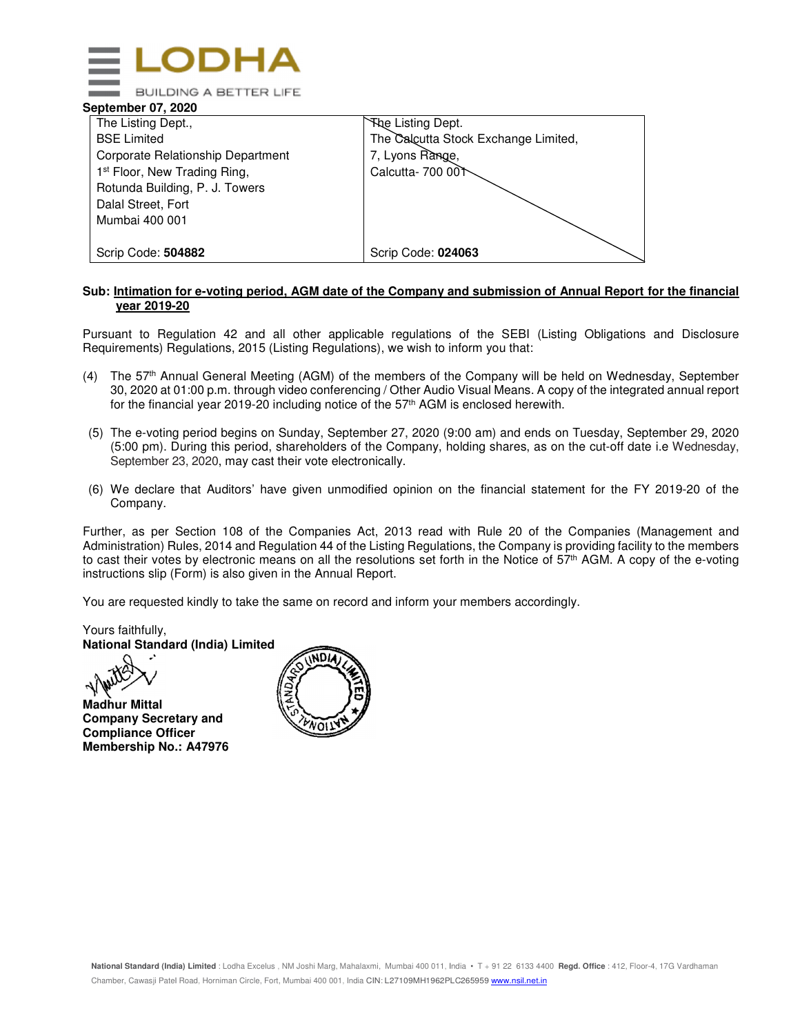LODHA

BUILDING A BETTER LIFE

**September 07, 2020**

| The Listing Dept., BSE Limited Corporate Relationship Department 1st Floor, New Trading Ring, Rotunda Building, P. J. Towers Dalal Street, Fort Mumbai 400 001 | The Listing Dept. The Calcutta Stock Exchange Limited, 7, Lyons Range, Calcutta- 700 001 |
|---|---|
| Scrip Code: **504882** | Scrip Code: **024063** |

**Sub: Intimation for e-voting period, AGM date of the Company and submission of Annual Report for the financial year 2019-20**

Pursuant to Regulation 42 and all other applicable regulations of the SEBI (Listing Obligations and Disclosure Requirements) Regulations, 2015 (Listing Regulations), we wish to inform you that:

(4) The 57th Annual General Meeting (AGM) of the members of the Company will be held on Wednesday, September 30, 2020 at 01:00 p.m. through video conferencing / Other Audio Visual Means. A copy of the integrated annual report for the financial year 2019-20 including notice of the 57th AGM is enclosed herewith.

(5) The e-voting period begins on Sunday, September 27, 2020 (9:00 am) and ends on Tuesday, September 29, 2020 (5:00 pm). During this period, shareholders of the Company, holding shares, as on the cut-off date i.e Wednesday, September 23, 2020, may cast their vote electronically.

(6) We declare that Auditors' have given unmodified opinion on the financial statement for the FY 2019-20 of the Company.

Further, as per Section 108 of the Companies Act, 2013 read with Rule 20 of the Companies (Management and Administration) Rules, 2014 and Regulation 44 of the Listing Regulations, the Company is providing facility to the members to cast their votes by electronic means on all the resolutions set forth in the Notice of 57th AGM. A copy of the e-voting instructions slip (Form) is also given in the Annual Report.

You are requested kindly to take the same on record and inform your members accordingly.

Yours faithfully,
**National Standard (India) Limited**

**Madhur Mittal**
**Company Secretary and Compliance Officer**
**Membership No.: A47976**

**National Standard (India) Limited** : Lodha Excelus , NM Joshi Marg, Mahalaxmi, Mumbai 400 011, India • T + 91 22 6133 4400 **Regd. Office** : 412, Floor-4, 17G Vardhaman Chamber, Cawasji Patel Road, Horniman Circle, Fort, Mumbai 400 001, India CIN: L27109MH1962PLC265959 www.nsil.net.in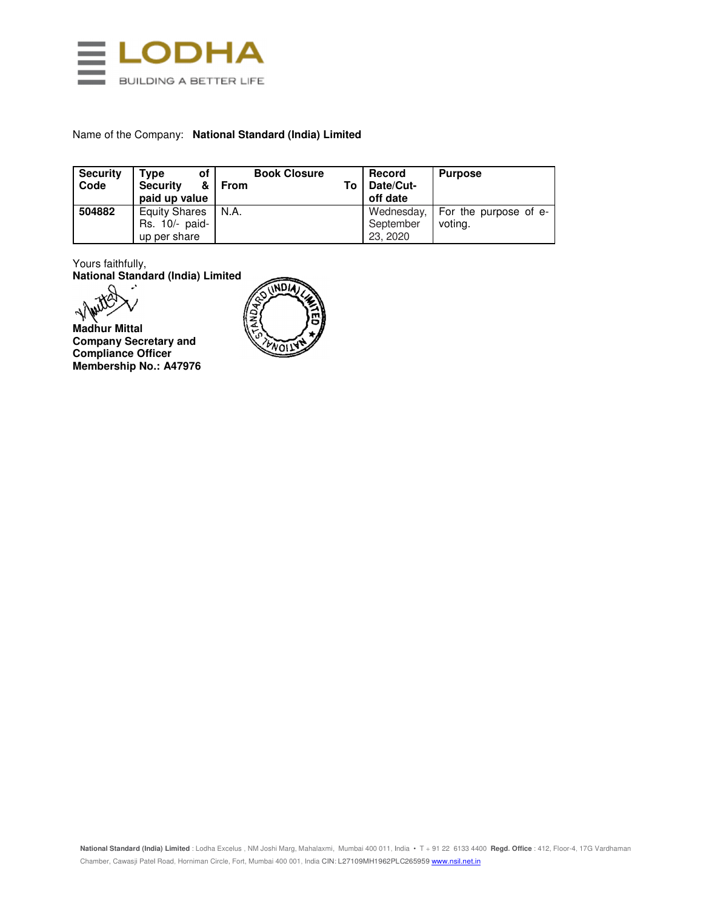Name of the Company: **National Standard (India) Limited**

| Security Code | Type of Security & paid up value | Book Closure From | Book Closure To | Record Date/Cut-off date | Purpose |
|---|---|---|---|---|---|
| **504882** | Equity Shares Rs. 10/- paid-up per share | N.A. | | Wednesday, September 23, 2020 | For the purpose of e-voting. |

Yours faithfully,
**National Standard (India) Limited**

**Madhur Mittal**
**Company Secretary and Compliance Officer**
**Membership No.: A47976**

**National Standard (India) Limited** : Lodha Excelus , NM Joshi Marg, Mahalaxmi, Mumbai 400 011, India • T + 91 22 6133 4400 **Regd. Office** : 412, Floor-4, 17G Vardhaman Chamber, Cawasji Patel Road, Horniman Circle, Fort, Mumbai 400 001, India CIN: L27109MH1962PLC265959 www.nsil.net.in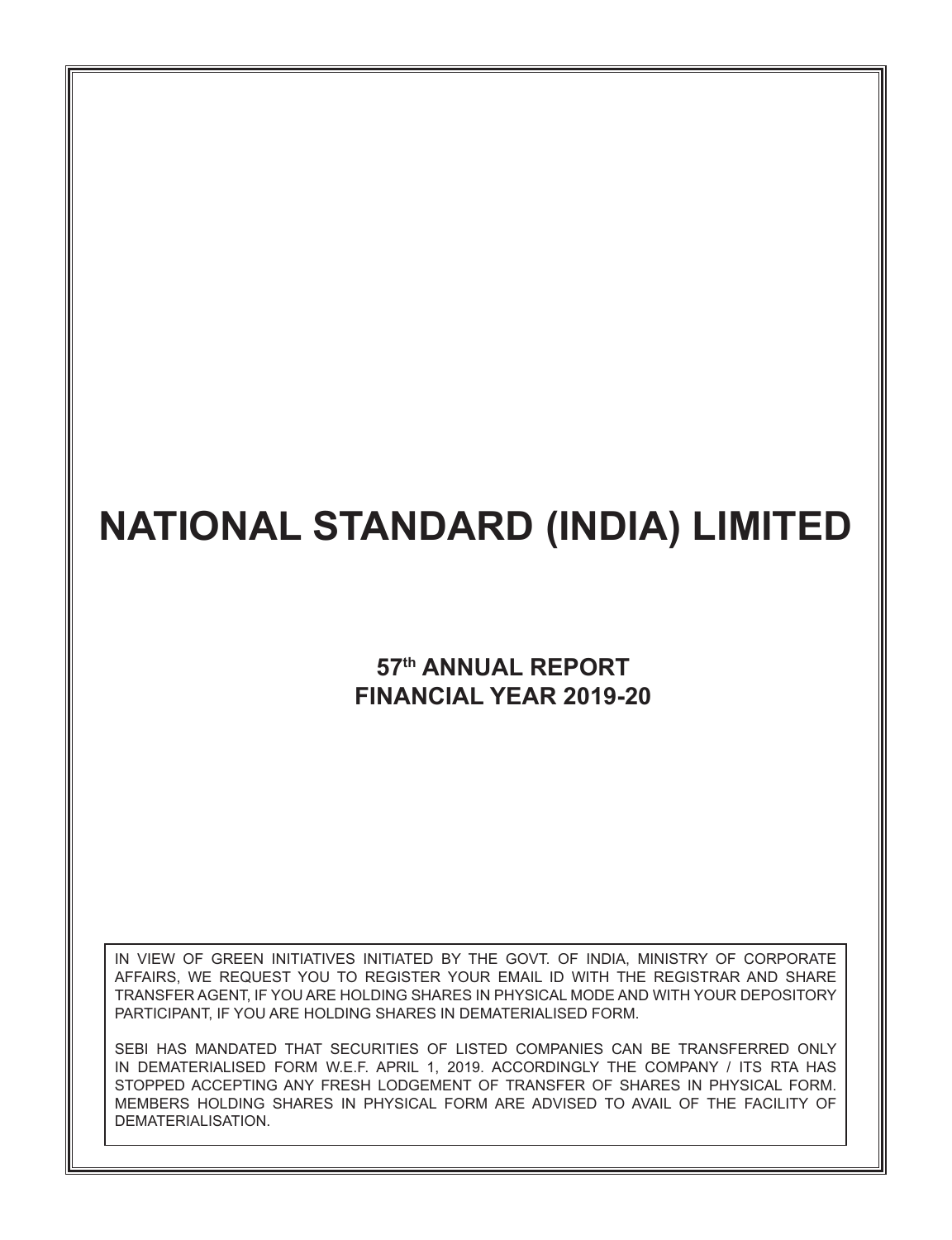# NATIONAL STANDARD (INDIA) LIMITED

## 57th ANNUAL REPORT
## FINANCIAL YEAR 2019-20

IN VIEW OF GREEN INITIATIVES INITIATED BY THE GOVT. OF INDIA, MINISTRY OF CORPORATE AFFAIRS, WE REQUEST YOU TO REGISTER YOUR EMAIL ID WITH THE REGISTRAR AND SHARE TRANSFER AGENT, IF YOU ARE HOLDING SHARES IN PHYSICAL MODE AND WITH YOUR DEPOSITORY PARTICIPANT, IF YOU ARE HOLDING SHARES IN DEMATERIALISED FORM.

SEBI HAS MANDATED THAT SECURITIES OF LISTED COMPANIES CAN BE TRANSFERRED ONLY IN DEMATERIALISED FORM W.E.F. APRIL 1, 2019. ACCORDINGLY THE COMPANY / ITS RTA HAS STOPPED ACCEPTING ANY FRESH LODGEMENT OF TRANSFER OF SHARES IN PHYSICAL FORM. MEMBERS HOLDING SHARES IN PHYSICAL FORM ARE ADVISED TO AVAIL OF THE FACILITY OF DEMATERIALISATION.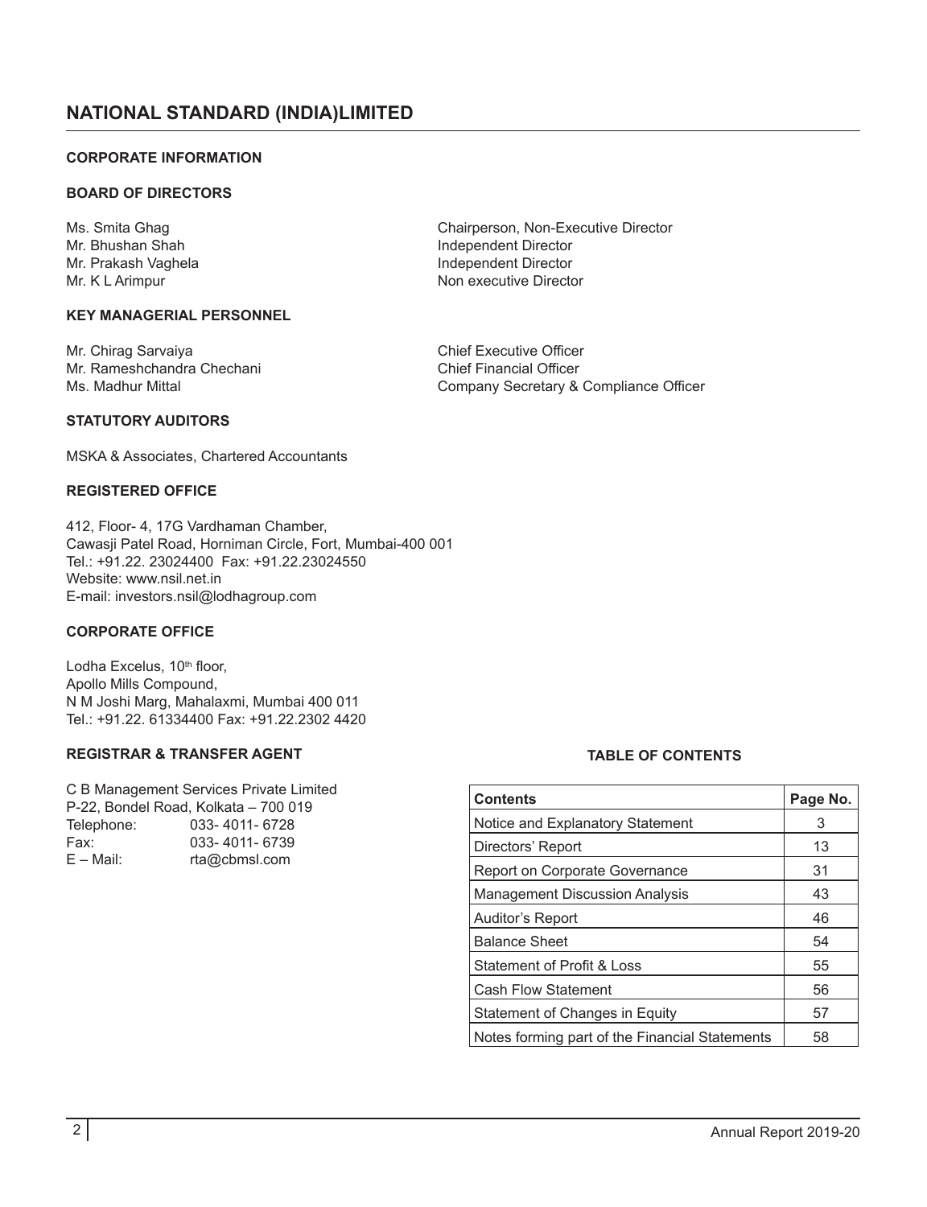# NATIONAL STANDARD (INDIA)LIMITED

## CORPORATE INFORMATION

### BOARD OF DIRECTORS

| | |
|---|---|
| Ms. Smita Ghag | Chairperson, Non-Executive Director |
| Mr. Bhushan Shah | Independent Director |
| Mr. Prakash Vaghela | Independent Director |
| Mr. K L Arimpur | Non executive Director |

### KEY MANAGERIAL PERSONNEL

| | |
|---|---|
| Mr. Chirag Sarvaiya | Chief Executive Officer |
| Mr. Rameshchandra Chechani | Chief Financial Officer |
| Ms. Madhur Mittal | Company Secretary & Compliance Officer |

### STATUTORY AUDITORS

MSKA & Associates, Chartered Accountants

### REGISTERED OFFICE

412, Floor- 4, 17G Vardhaman Chamber,
Cawasji Patel Road, Horniman Circle, Fort, Mumbai-400 001
Tel.: +91.22. 23024400 Fax: +91.22.23024550
Website: www.nsil.net.in
E-mail: investors.nsil@lodhagroup.com

### CORPORATE OFFICE

Lodha Excelus, 10th floor,
Apollo Mills Compound,
N M Joshi Marg, Mahalaxmi, Mumbai 400 011
Tel.: +91.22. 61334400 Fax: +91.22.2302 4420

### REGISTRAR & TRANSFER AGENT

C B Management Services Private Limited
P-22, Bondel Road, Kolkata – 700 019

| | |
|---|---|
| Telephone: | 033- 4011- 6728 |
| Fax: | 033- 4011- 6739 |
| E – Mail: | rta@cbmsl.com |

### TABLE OF CONTENTS

| Contents | Page No. |
|---|---|
| Notice and Explanatory Statement | 3 |
| Directors' Report | 13 |
| Report on Corporate Governance | 31 |
| Management Discussion Analysis | 43 |
| Auditor's Report | 46 |
| Balance Sheet | 54 |
| Statement of Profit & Loss | 55 |
| Cash Flow Statement | 56 |
| Statement of Changes in Equity | 57 |
| Notes forming part of the Financial Statements | 58 |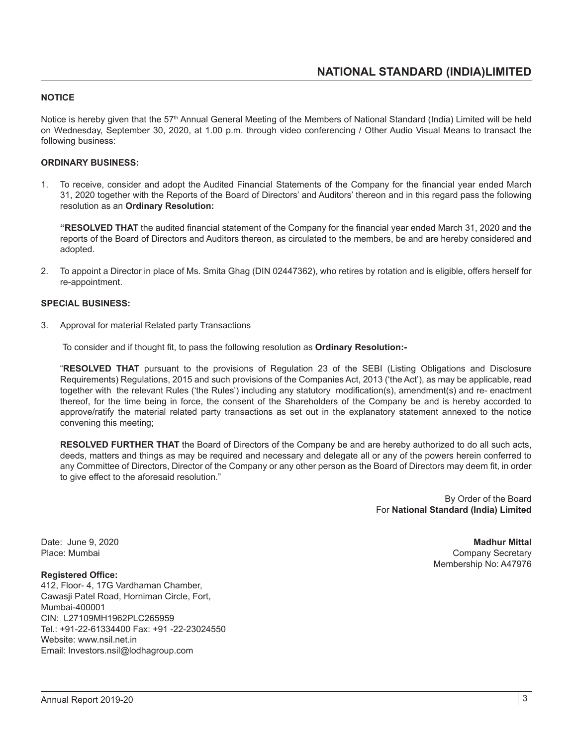## NOTICE

Notice is hereby given that the 57th Annual General Meeting of the Members of National Standard (India) Limited will be held on Wednesday, September 30, 2020, at 1.00 p.m. through video conferencing / Other Audio Visual Means to transact the following business:

### ORDINARY BUSINESS:

1. To receive, consider and adopt the Audited Financial Statements of the Company for the financial year ended March 31, 2020 together with the Reports of the Board of Directors' and Auditors' thereon and in this regard pass the following resolution as an **Ordinary Resolution:**

   **"RESOLVED THAT** the audited financial statement of the Company for the financial year ended March 31, 2020 and the reports of the Board of Directors and Auditors thereon, as circulated to the members, be and are hereby considered and adopted.

2. To appoint a Director in place of Ms. Smita Ghag (DIN 02447362), who retires by rotation and is eligible, offers herself for re-appointment.

### SPECIAL BUSINESS:

3. Approval for material Related party Transactions

   To consider and if thought fit, to pass the following resolution as **Ordinary Resolution:-**

   "**RESOLVED THAT** pursuant to the provisions of Regulation 23 of the SEBI (Listing Obligations and Disclosure Requirements) Regulations, 2015 and such provisions of the Companies Act, 2013 ('the Act'), as may be applicable, read together with the relevant Rules ('the Rules') including any statutory modification(s), amendment(s) and re- enactment thereof, for the time being in force, the consent of the Shareholders of the Company be and is hereby accorded to approve/ratify the material related party transactions as set out in the explanatory statement annexed to the notice convening this meeting;

   **RESOLVED FURTHER THAT** the Board of Directors of the Company be and are hereby authorized to do all such acts, deeds, matters and things as may be required and necessary and delegate all or any of the powers herein conferred to any Committee of Directors, Director of the Company or any other person as the Board of Directors may deem fit, in order to give effect to the aforesaid resolution."

By Order of the Board
For **National Standard (India) Limited**

Date: June 9, 2020
Place: Mumbai

**Madhur Mittal**
Company Secretary
Membership No: A47976

**Registered Office:**
412, Floor- 4, 17G Vardhaman Chamber,
Cawasji Patel Road, Horniman Circle, Fort,
Mumbai-400001
CIN: L27109MH1962PLC265959
Tel.: +91-22-61334400 Fax: +91 -22-23024550
Website: www.nsil.net.in
Email: Investors.nsil@lodhagroup.com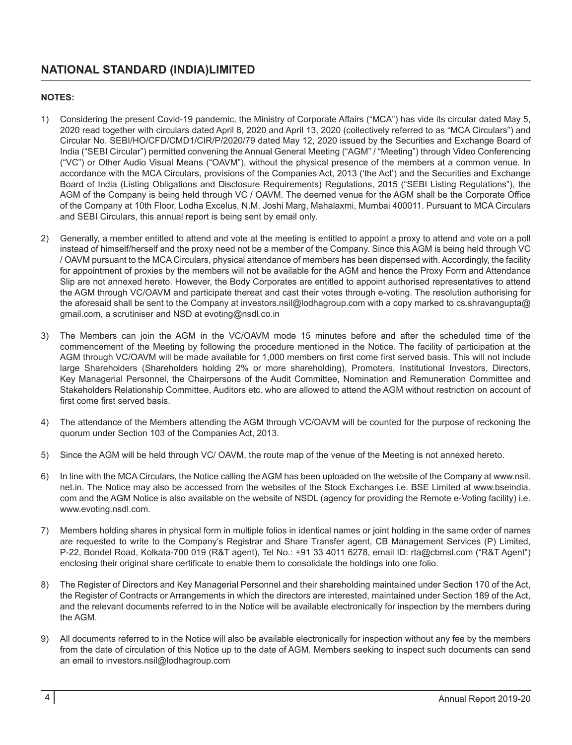## NOTES:

1) Considering the present Covid-19 pandemic, the Ministry of Corporate Affairs ("MCA") has vide its circular dated May 5, 2020 read together with circulars dated April 8, 2020 and April 13, 2020 (collectively referred to as "MCA Circulars") and Circular No. SEBI/HO/CFD/CMD1/CIR/P/2020/79 dated May 12, 2020 issued by the Securities and Exchange Board of India ("SEBI Circular") permitted convening the Annual General Meeting ("AGM" / "Meeting") through Video Conferencing ("VC") or Other Audio Visual Means ("OAVM"), without the physical presence of the members at a common venue. In accordance with the MCA Circulars, provisions of the Companies Act, 2013 ('the Act') and the Securities and Exchange Board of India (Listing Obligations and Disclosure Requirements) Regulations, 2015 ("SEBI Listing Regulations"), the AGM of the Company is being held through VC / OAVM. The deemed venue for the AGM shall be the Corporate Office of the Company at 10th Floor, Lodha Excelus, N.M. Joshi Marg, Mahalaxmi, Mumbai 400011. Pursuant to MCA Circulars and SEBI Circulars, this annual report is being sent by email only.

2) Generally, a member entitled to attend and vote at the meeting is entitled to appoint a proxy to attend and vote on a poll instead of himself/herself and the proxy need not be a member of the Company. Since this AGM is being held through VC / OAVM pursuant to the MCA Circulars, physical attendance of members has been dispensed with. Accordingly, the facility for appointment of proxies by the members will not be available for the AGM and hence the Proxy Form and Attendance Slip are not annexed hereto. However, the Body Corporates are entitled to appoint authorised representatives to attend the AGM through VC/OAVM and participate thereat and cast their votes through e-voting. The resolution authorising for the aforesaid shall be sent to the Company at investors.nsil@lodhagroup.com with a copy marked to cs.shravangupta@gmail.com, a scrutiniser and NSD at evoting@nsdl.co.in

3) The Members can join the AGM in the VC/OAVM mode 15 minutes before and after the scheduled time of the commencement of the Meeting by following the procedure mentioned in the Notice. The facility of participation at the AGM through VC/OAVM will be made available for 1,000 members on first come first served basis. This will not include large Shareholders (Shareholders holding 2% or more shareholding), Promoters, Institutional Investors, Directors, Key Managerial Personnel, the Chairpersons of the Audit Committee, Nomination and Remuneration Committee and Stakeholders Relationship Committee, Auditors etc. who are allowed to attend the AGM without restriction on account of first come first served basis.

4) The attendance of the Members attending the AGM through VC/OAVM will be counted for the purpose of reckoning the quorum under Section 103 of the Companies Act, 2013.

5) Since the AGM will be held through VC/ OAVM, the route map of the venue of the Meeting is not annexed hereto.

6) In line with the MCA Circulars, the Notice calling the AGM has been uploaded on the website of the Company at www.nsil.net.in. The Notice may also be accessed from the websites of the Stock Exchanges i.e. BSE Limited at www.bseindia.com and the AGM Notice is also available on the website of NSDL (agency for providing the Remote e-Voting facility) i.e. www.evoting.nsdl.com.

7) Members holding shares in physical form in multiple folios in identical names or joint holding in the same order of names are requested to write to the Company's Registrar and Share Transfer agent, CB Management Services (P) Limited, P-22, Bondel Road, Kolkata-700 019 (R&T agent), Tel No.: +91 33 4011 6278, email ID: rta@cbmsl.com ("R&T Agent") enclosing their original share certificate to enable them to consolidate the holdings into one folio.

8) The Register of Directors and Key Managerial Personnel and their shareholding maintained under Section 170 of the Act, the Register of Contracts or Arrangements in which the directors are interested, maintained under Section 189 of the Act, and the relevant documents referred to in the Notice will be available electronically for inspection by the members during the AGM.

9) All documents referred to in the Notice will also be available electronically for inspection without any fee by the members from the date of circulation of this Notice up to the date of AGM. Members seeking to inspect such documents can send an email to investors.nsil@lodhagroup.com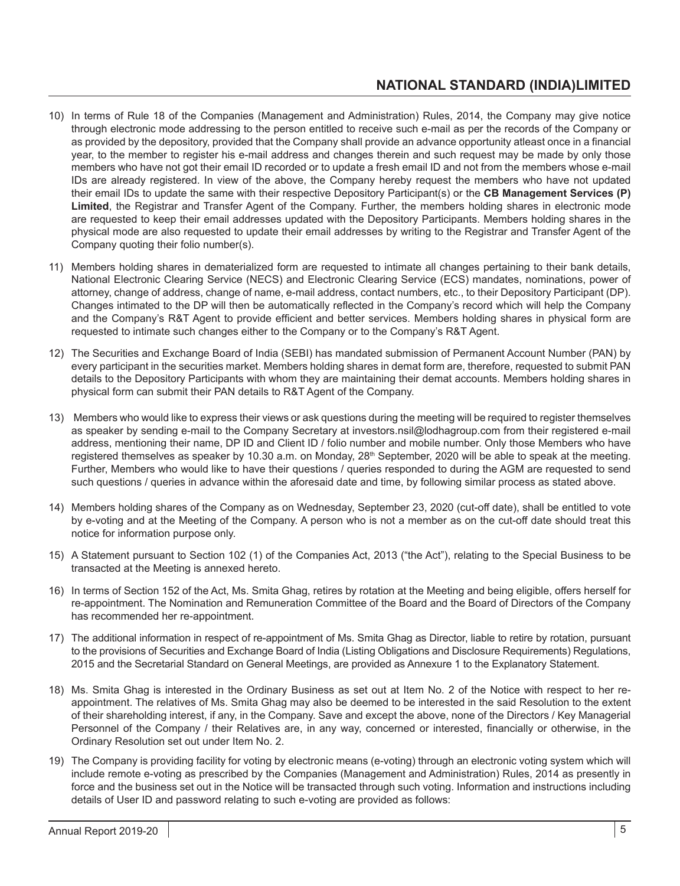10) In terms of Rule 18 of the Companies (Management and Administration) Rules, 2014, the Company may give notice through electronic mode addressing to the person entitled to receive such e-mail as per the records of the Company or as provided by the depository, provided that the Company shall provide an advance opportunity atleast once in a financial year, to the member to register his e-mail address and changes therein and such request may be made by only those members who have not got their email ID recorded or to update a fresh email ID and not from the members whose e-mail IDs are already registered. In view of the above, the Company hereby request the members who have not updated their email IDs to update the same with their respective Depository Participant(s) or the **CB Management Services (P) Limited**, the Registrar and Transfer Agent of the Company. Further, the members holding shares in electronic mode are requested to keep their email addresses updated with the Depository Participants. Members holding shares in the physical mode are also requested to update their email addresses by writing to the Registrar and Transfer Agent of the Company quoting their folio number(s).

11) Members holding shares in dematerialized form are requested to intimate all changes pertaining to their bank details, National Electronic Clearing Service (NECS) and Electronic Clearing Service (ECS) mandates, nominations, power of attorney, change of address, change of name, e-mail address, contact numbers, etc., to their Depository Participant (DP). Changes intimated to the DP will then be automatically reflected in the Company's record which will help the Company and the Company's R&T Agent to provide efficient and better services. Members holding shares in physical form are requested to intimate such changes either to the Company or to the Company's R&T Agent.

12) The Securities and Exchange Board of India (SEBI) has mandated submission of Permanent Account Number (PAN) by every participant in the securities market. Members holding shares in demat form are, therefore, requested to submit PAN details to the Depository Participants with whom they are maintaining their demat accounts. Members holding shares in physical form can submit their PAN details to R&T Agent of the Company.

13) Members who would like to express their views or ask questions during the meeting will be required to register themselves as speaker by sending e-mail to the Company Secretary at investors.nsil@lodhagroup.com from their registered e-mail address, mentioning their name, DP ID and Client ID / folio number and mobile number. Only those Members who have registered themselves as speaker by 10.30 a.m. on Monday, 28th September, 2020 will be able to speak at the meeting. Further, Members who would like to have their questions / queries responded to during the AGM are requested to send such questions / queries in advance within the aforesaid date and time, by following similar process as stated above.

14) Members holding shares of the Company as on Wednesday, September 23, 2020 (cut-off date), shall be entitled to vote by e-voting and at the Meeting of the Company. A person who is not a member as on the cut-off date should treat this notice for information purpose only.

15) A Statement pursuant to Section 102 (1) of the Companies Act, 2013 ("the Act"), relating to the Special Business to be transacted at the Meeting is annexed hereto.

16) In terms of Section 152 of the Act, Ms. Smita Ghag, retires by rotation at the Meeting and being eligible, offers herself for re-appointment. The Nomination and Remuneration Committee of the Board and the Board of Directors of the Company has recommended her re-appointment.

17) The additional information in respect of re-appointment of Ms. Smita Ghag as Director, liable to retire by rotation, pursuant to the provisions of Securities and Exchange Board of India (Listing Obligations and Disclosure Requirements) Regulations, 2015 and the Secretarial Standard on General Meetings, are provided as Annexure 1 to the Explanatory Statement.

18) Ms. Smita Ghag is interested in the Ordinary Business as set out at Item No. 2 of the Notice with respect to her re-appointment. The relatives of Ms. Smita Ghag may also be deemed to be interested in the said Resolution to the extent of their shareholding interest, if any, in the Company. Save and except the above, none of the Directors / Key Managerial Personnel of the Company / their Relatives are, in any way, concerned or interested, financially or otherwise, in the Ordinary Resolution set out under Item No. 2.

19) The Company is providing facility for voting by electronic means (e-voting) through an electronic voting system which will include remote e-voting as prescribed by the Companies (Management and Administration) Rules, 2014 as presently in force and the business set out in the Notice will be transacted through such voting. Information and instructions including details of User ID and password relating to such e-voting are provided as follows: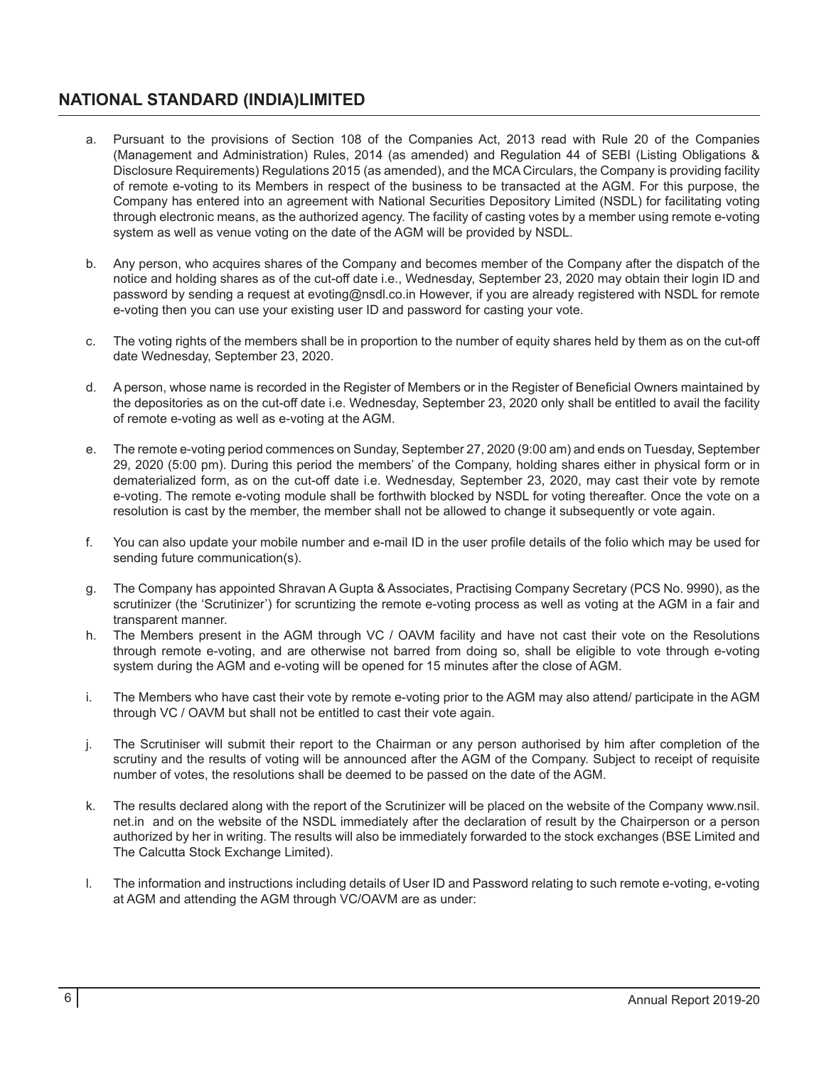a. Pursuant to the provisions of Section 108 of the Companies Act, 2013 read with Rule 20 of the Companies (Management and Administration) Rules, 2014 (as amended) and Regulation 44 of SEBI (Listing Obligations & Disclosure Requirements) Regulations 2015 (as amended), and the MCA Circulars, the Company is providing facility of remote e-voting to its Members in respect of the business to be transacted at the AGM. For this purpose, the Company has entered into an agreement with National Securities Depository Limited (NSDL) for facilitating voting through electronic means, as the authorized agency. The facility of casting votes by a member using remote e-voting system as well as venue voting on the date of the AGM will be provided by NSDL.

b. Any person, who acquires shares of the Company and becomes member of the Company after the dispatch of the notice and holding shares as of the cut-off date i.e., Wednesday, September 23, 2020 may obtain their login ID and password by sending a request at evoting@nsdl.co.in However, if you are already registered with NSDL for remote e-voting then you can use your existing user ID and password for casting your vote.

c. The voting rights of the members shall be in proportion to the number of equity shares held by them as on the cut-off date Wednesday, September 23, 2020.

d. A person, whose name is recorded in the Register of Members or in the Register of Beneficial Owners maintained by the depositories as on the cut-off date i.e. Wednesday, September 23, 2020 only shall be entitled to avail the facility of remote e-voting as well as e-voting at the AGM.

e. The remote e-voting period commences on Sunday, September 27, 2020 (9:00 am) and ends on Tuesday, September 29, 2020 (5:00 pm). During this period the members' of the Company, holding shares either in physical form or in dematerialized form, as on the cut-off date i.e. Wednesday, September 23, 2020, may cast their vote by remote e-voting. The remote e-voting module shall be forthwith blocked by NSDL for voting thereafter. Once the vote on a resolution is cast by the member, the member shall not be allowed to change it subsequently or vote again.

f. You can also update your mobile number and e-mail ID in the user profile details of the folio which may be used for sending future communication(s).

g. The Company has appointed Shravan A Gupta & Associates, Practising Company Secretary (PCS No. 9990), as the scrutinizer (the 'Scrutinizer') for scruntizing the remote e-voting process as well as voting at the AGM in a fair and transparent manner.

h. The Members present in the AGM through VC / OAVM facility and have not cast their vote on the Resolutions through remote e-voting, and are otherwise not barred from doing so, shall be eligible to vote through e-voting system during the AGM and e-voting will be opened for 15 minutes after the close of AGM.

i. The Members who have cast their vote by remote e-voting prior to the AGM may also attend/ participate in the AGM through VC / OAVM but shall not be entitled to cast their vote again.

j. The Scrutiniser will submit their report to the Chairman or any person authorised by him after completion of the scrutiny and the results of voting will be announced after the AGM of the Company. Subject to receipt of requisite number of votes, the resolutions shall be deemed to be passed on the date of the AGM.

k. The results declared along with the report of the Scrutinizer will be placed on the website of the Company www.nsil.net.in and on the website of the NSDL immediately after the declaration of result by the Chairperson or a person authorized by her in writing. The results will also be immediately forwarded to the stock exchanges (BSE Limited and The Calcutta Stock Exchange Limited).

l. The information and instructions including details of User ID and Password relating to such remote e-voting, e-voting at AGM and attending the AGM through VC/OAVM are as under: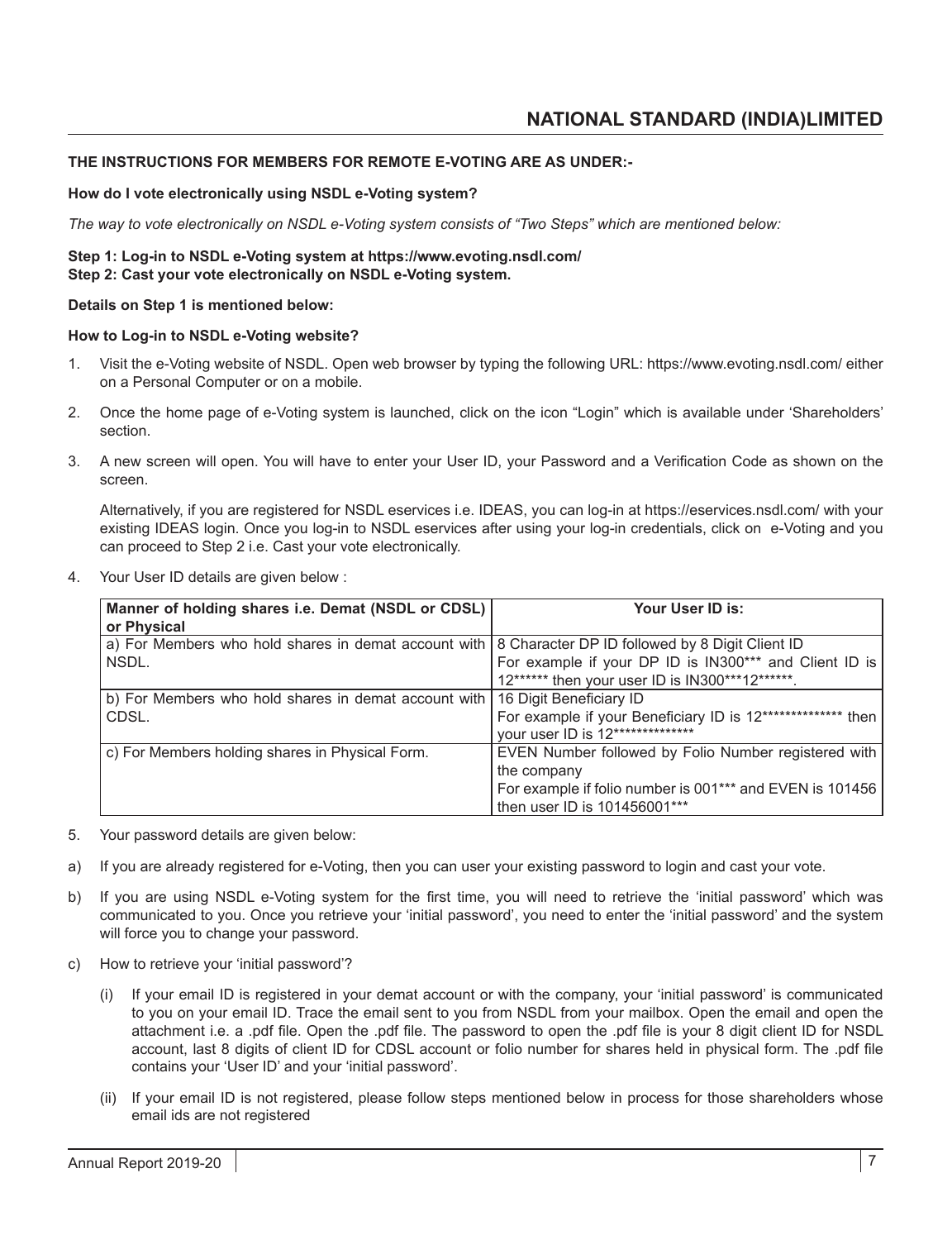**THE INSTRUCTIONS FOR MEMBERS FOR REMOTE E-VOTING ARE AS UNDER:-**

**How do I vote electronically using NSDL e-Voting system?**

*The way to vote electronically on NSDL e-Voting system consists of "Two Steps" which are mentioned below:*

**Step 1: Log-in to NSDL e-Voting system at https://www.evoting.nsdl.com/**
**Step 2: Cast your vote electronically on NSDL e-Voting system.**

**Details on Step 1 is mentioned below:**

**How to Log-in to NSDL e-Voting website?**

1. Visit the e-Voting website of NSDL. Open web browser by typing the following URL: https://www.evoting.nsdl.com/ either on a Personal Computer or on a mobile.

2. Once the home page of e-Voting system is launched, click on the icon "Login" which is available under 'Shareholders' section.

3. A new screen will open. You will have to enter your User ID, your Password and a Verification Code as shown on the screen.

   Alternatively, if you are registered for NSDL eservices i.e. IDEAS, you can log-in at https://eservices.nsdl.com/ with your existing IDEAS login. Once you log-in to NSDL eservices after using your log-in credentials, click on e-Voting and you can proceed to Step 2 i.e. Cast your vote electronically.

4. Your User ID details are given below :

| Manner of holding shares i.e. Demat (NSDL or CDSL) or Physical | Your User ID is: |
|---|---|
| a) For Members who hold shares in demat account with NSDL. | 8 Character DP ID followed by 8 Digit Client ID<br>For example if your DP ID is IN300*** and Client ID is 12****** then your user ID is IN300***12******. |
| b) For Members who hold shares in demat account with CDSL. | 16 Digit Beneficiary ID<br>For example if your Beneficiary ID is 12************** then your user ID is 12************** |
| c) For Members holding shares in Physical Form. | EVEN Number followed by Folio Number registered with the company<br>For example if folio number is 001*** and EVEN is 101456 then user ID is 101456001*** |

5. Your password details are given below:

a) If you are already registered for e-Voting, then you can user your existing password to login and cast your vote.

b) If you are using NSDL e-Voting system for the first time, you will need to retrieve the 'initial password' which was communicated to you. Once you retrieve your 'initial password', you need to enter the 'initial password' and the system will force you to change your password.

c) How to retrieve your 'initial password'?

   (i) If your email ID is registered in your demat account or with the company, your 'initial password' is communicated to you on your email ID. Trace the email sent to you from NSDL from your mailbox. Open the email and open the attachment i.e. a .pdf file. Open the .pdf file. The password to open the .pdf file is your 8 digit client ID for NSDL account, last 8 digits of client ID for CDSL account or folio number for shares held in physical form. The .pdf file contains your 'User ID' and your 'initial password'.

   (ii) If your email ID is not registered, please follow steps mentioned below in process for those shareholders whose email ids are not registered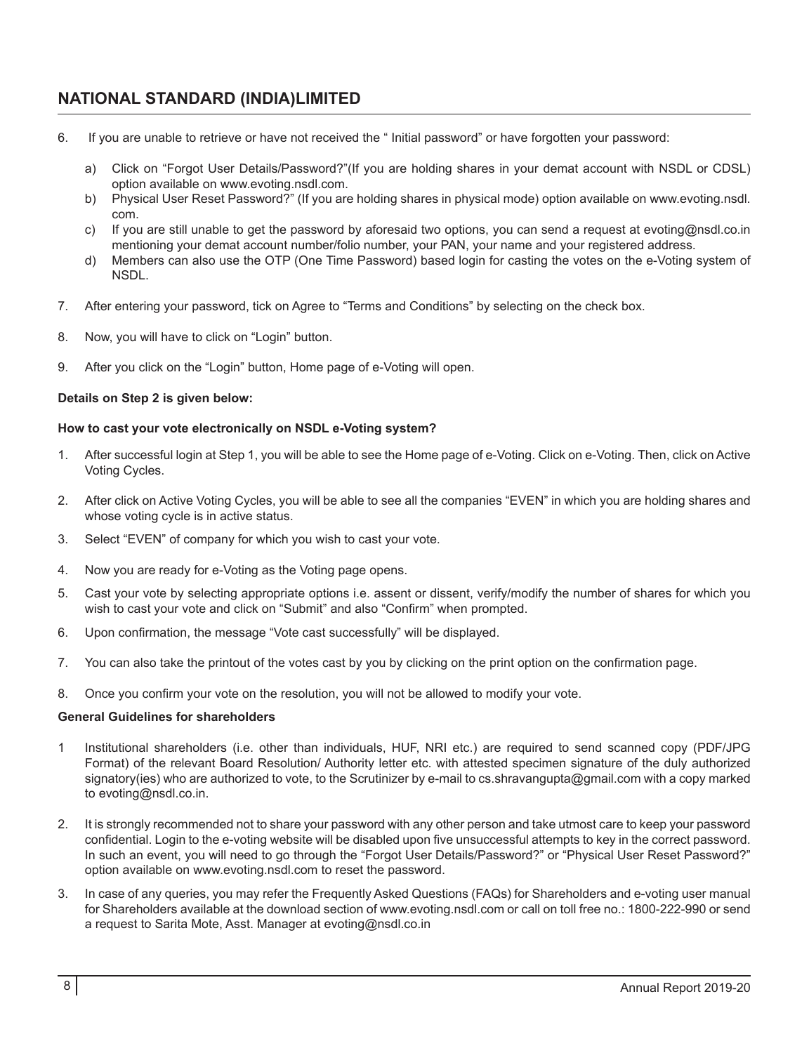6. If you are unable to retrieve or have not received the " Initial password" or have forgotten your password:

   a) Click on "Forgot User Details/Password?"(If you are holding shares in your demat account with NSDL or CDSL) option available on www.evoting.nsdl.com.
   b) Physical User Reset Password?" (If you are holding shares in physical mode) option available on www.evoting.nsdl.com.
   c) If you are still unable to get the password by aforesaid two options, you can send a request at evoting@nsdl.co.in mentioning your demat account number/folio number, your PAN, your name and your registered address.
   d) Members can also use the OTP (One Time Password) based login for casting the votes on the e-Voting system of NSDL.

7. After entering your password, tick on Agree to "Terms and Conditions" by selecting on the check box.

8. Now, you will have to click on "Login" button.

9. After you click on the "Login" button, Home page of e-Voting will open.

**Details on Step 2 is given below:**

**How to cast your vote electronically on NSDL e-Voting system?**

1. After successful login at Step 1, you will be able to see the Home page of e-Voting. Click on e-Voting. Then, click on Active Voting Cycles.

2. After click on Active Voting Cycles, you will be able to see all the companies "EVEN" in which you are holding shares and whose voting cycle is in active status.

3. Select "EVEN" of company for which you wish to cast your vote.

4. Now you are ready for e-Voting as the Voting page opens.

5. Cast your vote by selecting appropriate options i.e. assent or dissent, verify/modify the number of shares for which you wish to cast your vote and click on "Submit" and also "Confirm" when prompted.

6. Upon confirmation, the message "Vote cast successfully" will be displayed.

7. You can also take the printout of the votes cast by you by clicking on the print option on the confirmation page.

8. Once you confirm your vote on the resolution, you will not be allowed to modify your vote.

**General Guidelines for shareholders**

1 Institutional shareholders (i.e. other than individuals, HUF, NRI etc.) are required to send scanned copy (PDF/JPG Format) of the relevant Board Resolution/ Authority letter etc. with attested specimen signature of the duly authorized signatory(ies) who are authorized to vote, to the Scrutinizer by e-mail to cs.shravangupta@gmail.com with a copy marked to evoting@nsdl.co.in.

2. It is strongly recommended not to share your password with any other person and take utmost care to keep your password confidential. Login to the e-voting website will be disabled upon five unsuccessful attempts to key in the correct password. In such an event, you will need to go through the "Forgot User Details/Password?" or "Physical User Reset Password?" option available on www.evoting.nsdl.com to reset the password.

3. In case of any queries, you may refer the Frequently Asked Questions (FAQs) for Shareholders and e-voting user manual for Shareholders available at the download section of www.evoting.nsdl.com or call on toll free no.: 1800-222-990 or send a request to Sarita Mote, Asst. Manager at evoting@nsdl.co.in